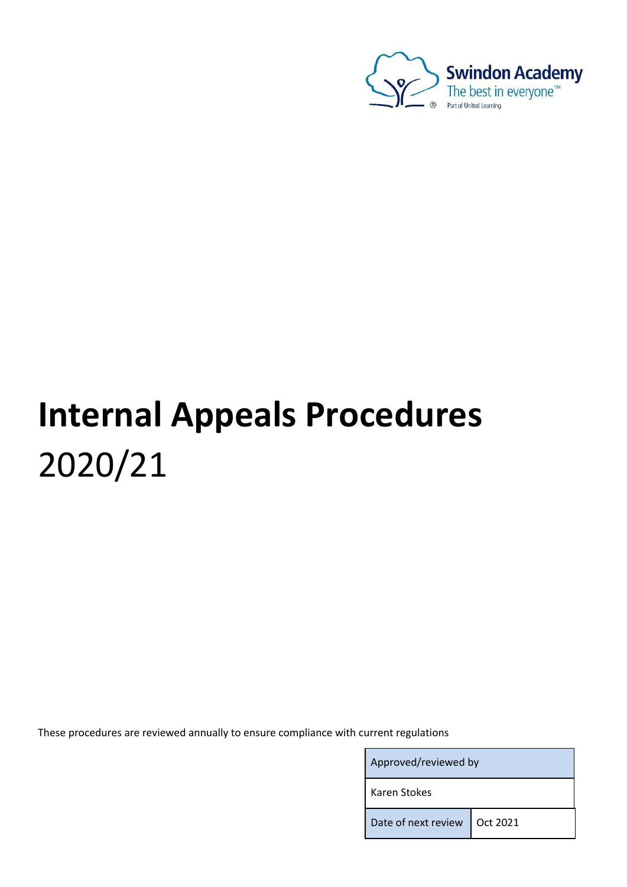Swindon Academy
The best in everyone™
Part of United Learning

# Internal Appeals Procedures

2020/21

These procedures are reviewed annually to ensure compliance with current regulations

| Approved/reviewed by | |
|---|---|
| Karen Stokes | |
| Date of next review | Oct 2021 |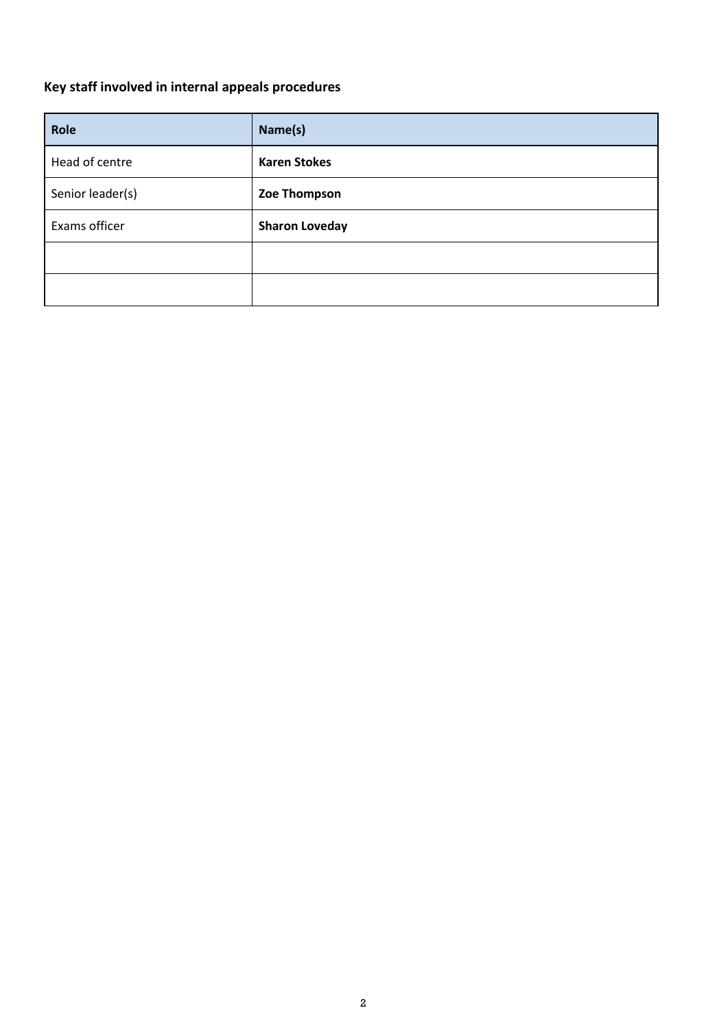**Key staff involved in internal appeals procedures**

| Role | Name(s) |
| --- | --- |
| Head of centre | **Karen Stokes** |
| Senior leader(s) | **Zoe Thompson** |
| Exams officer | **Sharon Loveday** |
| | |
| | |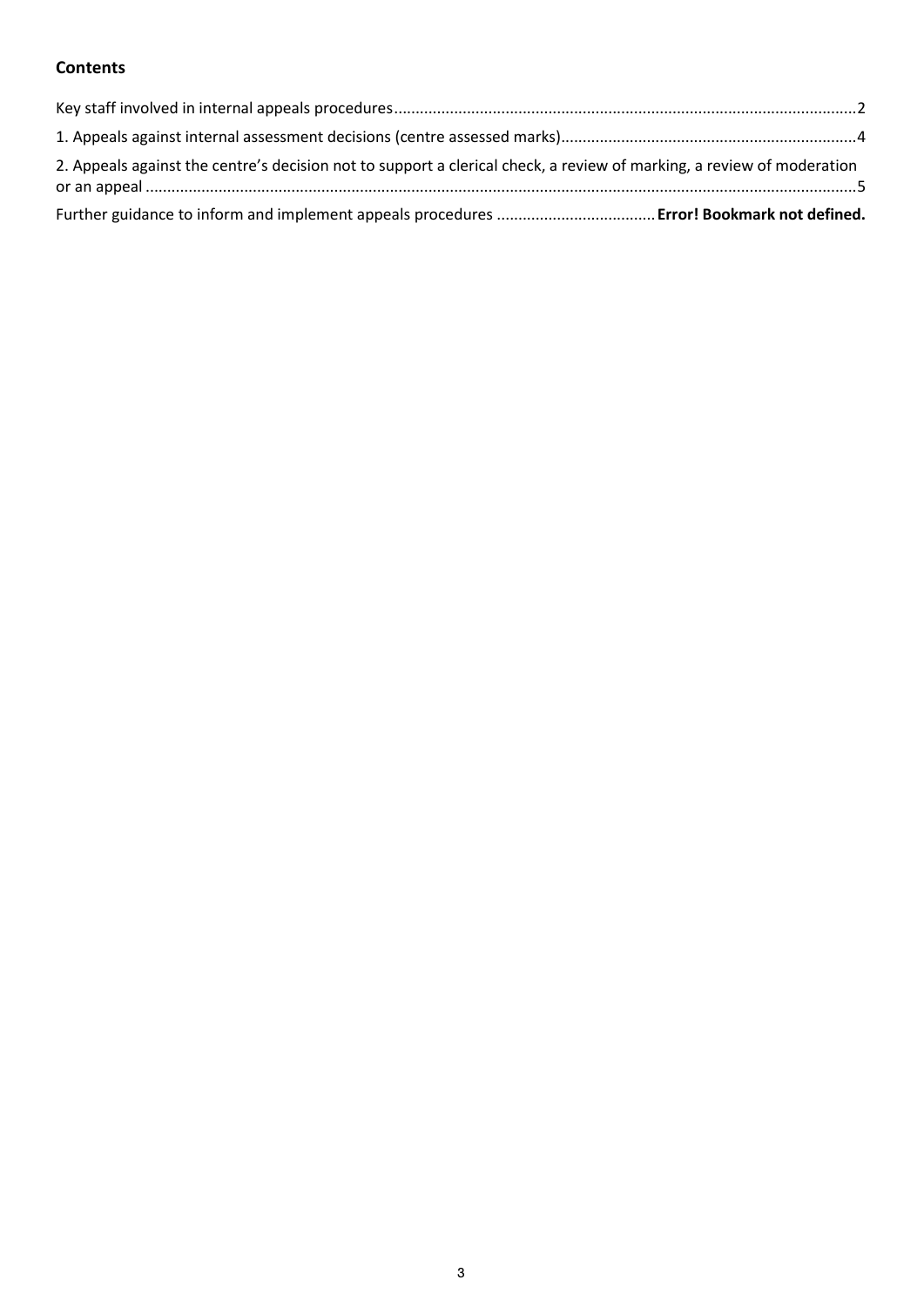**Contents**

Key staff involved in internal appeals procedures ..........2

1. Appeals against internal assessment decisions (centre assessed marks) ..........4

2. Appeals against the centre's decision not to support a clerical check, a review of marking, a review of moderation or an appeal ..........5

Further guidance to inform and implement appeals procedures .......... **Error! Bookmark not defined.**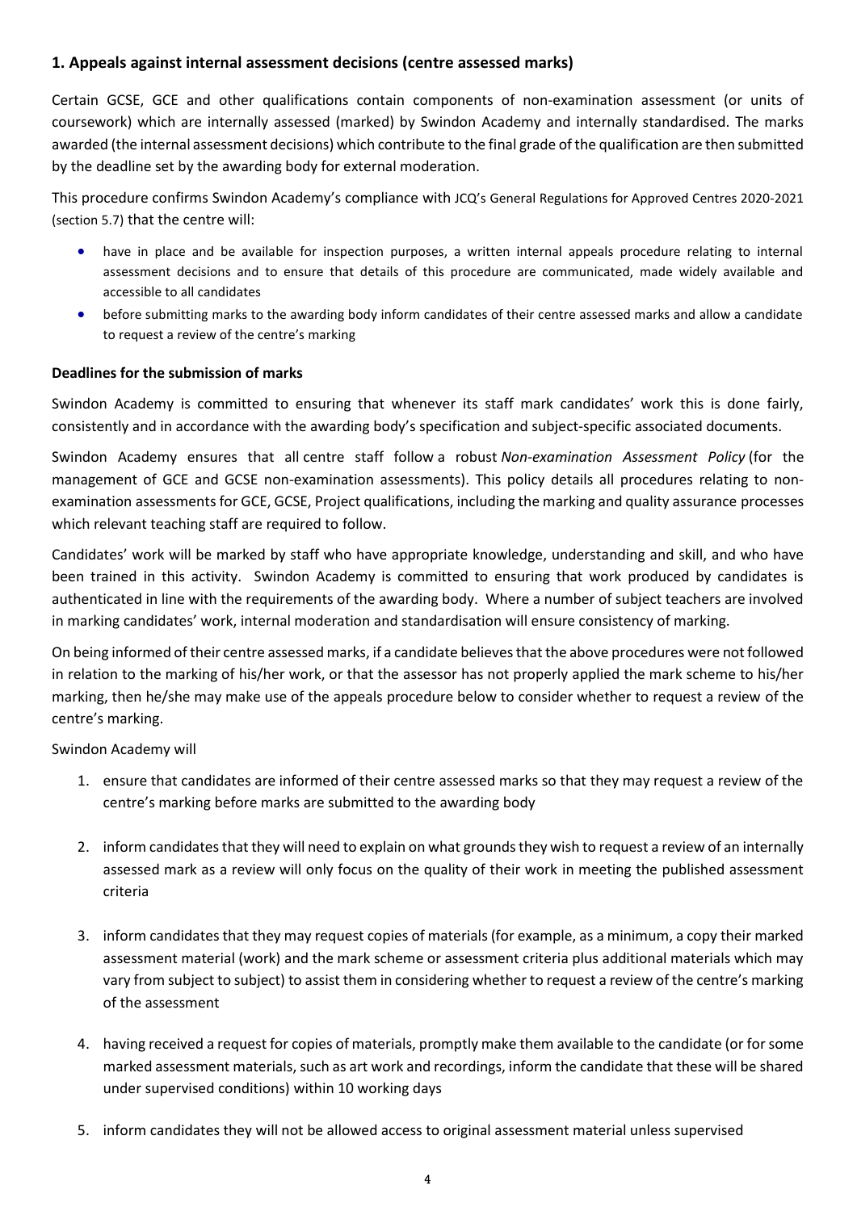## 1. Appeals against internal assessment decisions (centre assessed marks)

Certain GCSE, GCE and other qualifications contain components of non-examination assessment (or units of coursework) which are internally assessed (marked) by Swindon Academy and internally standardised. The marks awarded (the internal assessment decisions) which contribute to the final grade of the qualification are then submitted by the deadline set by the awarding body for external moderation.

This procedure confirms Swindon Academy's compliance with JCQ's General Regulations for Approved Centres 2020-2021 (section 5.7) that the centre will:

- have in place and be available for inspection purposes, a written internal appeals procedure relating to internal assessment decisions and to ensure that details of this procedure are communicated, made widely available and accessible to all candidates
- before submitting marks to the awarding body inform candidates of their centre assessed marks and allow a candidate to request a review of the centre's marking

**Deadlines for the submission of marks**

Swindon Academy is committed to ensuring that whenever its staff mark candidates' work this is done fairly, consistently and in accordance with the awarding body's specification and subject-specific associated documents.

Swindon Academy ensures that all centre staff follow a robust *Non-examination Assessment Policy* (for the management of GCE and GCSE non-examination assessments). This policy details all procedures relating to non-examination assessments for GCE, GCSE, Project qualifications, including the marking and quality assurance processes which relevant teaching staff are required to follow.

Candidates' work will be marked by staff who have appropriate knowledge, understanding and skill, and who have been trained in this activity. Swindon Academy is committed to ensuring that work produced by candidates is authenticated in line with the requirements of the awarding body. Where a number of subject teachers are involved in marking candidates' work, internal moderation and standardisation will ensure consistency of marking.

On being informed of their centre assessed marks, if a candidate believes that the above procedures were not followed in relation to the marking of his/her work, or that the assessor has not properly applied the mark scheme to his/her marking, then he/she may make use of the appeals procedure below to consider whether to request a review of the centre's marking.

Swindon Academy will

1. ensure that candidates are informed of their centre assessed marks so that they may request a review of the centre's marking before marks are submitted to the awarding body
2. inform candidates that they will need to explain on what grounds they wish to request a review of an internally assessed mark as a review will only focus on the quality of their work in meeting the published assessment criteria
3. inform candidates that they may request copies of materials (for example, as a minimum, a copy their marked assessment material (work) and the mark scheme or assessment criteria plus additional materials which may vary from subject to subject) to assist them in considering whether to request a review of the centre's marking of the assessment
4. having received a request for copies of materials, promptly make them available to the candidate (or for some marked assessment materials, such as art work and recordings, inform the candidate that these will be shared under supervised conditions) within 10 working days
5. inform candidates they will not be allowed access to original assessment material unless supervised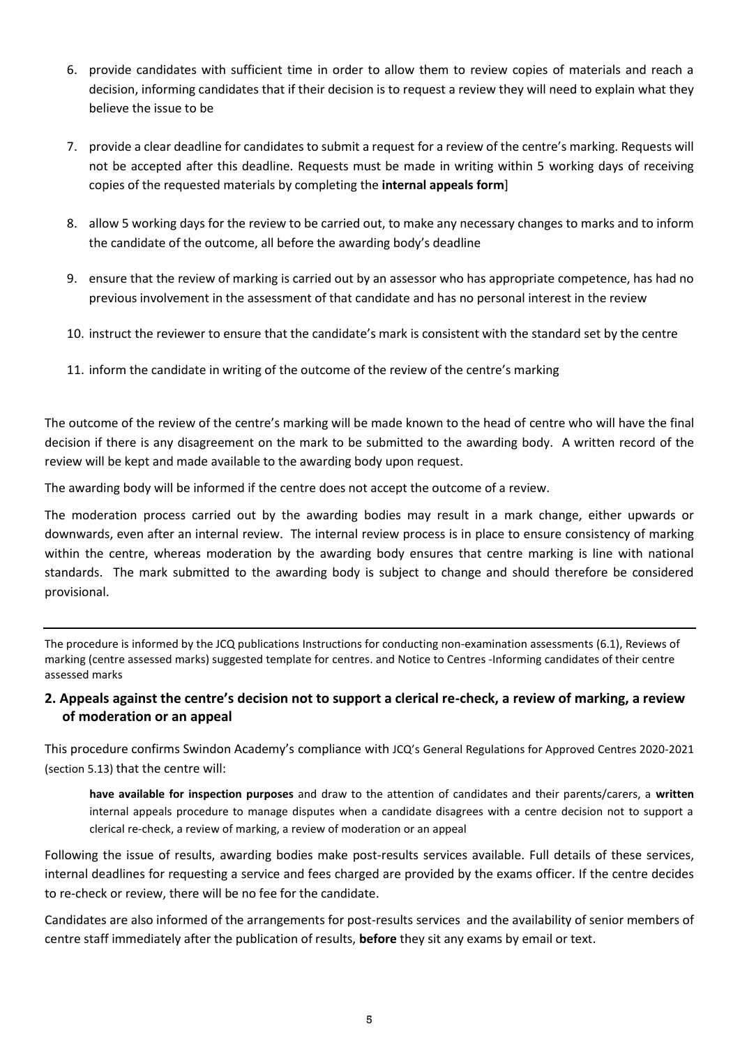6. provide candidates with sufficient time in order to allow them to review copies of materials and reach a decision, informing candidates that if their decision is to request a review they will need to explain what they believe the issue to be

7. provide a clear deadline for candidates to submit a request for a review of the centre's marking. Requests will not be accepted after this deadline. Requests must be made in writing within 5 working days of receiving copies of the requested materials by completing the **internal appeals form**]

8. allow 5 working days for the review to be carried out, to make any necessary changes to marks and to inform the candidate of the outcome, all before the awarding body's deadline

9. ensure that the review of marking is carried out by an assessor who has appropriate competence, has had no previous involvement in the assessment of that candidate and has no personal interest in the review

10. instruct the reviewer to ensure that the candidate's mark is consistent with the standard set by the centre

11. inform the candidate in writing of the outcome of the review of the centre's marking

The outcome of the review of the centre's marking will be made known to the head of centre who will have the final decision if there is any disagreement on the mark to be submitted to the awarding body. A written record of the review will be kept and made available to the awarding body upon request.

The awarding body will be informed if the centre does not accept the outcome of a review.

The moderation process carried out by the awarding bodies may result in a mark change, either upwards or downwards, even after an internal review. The internal review process is in place to ensure consistency of marking within the centre, whereas moderation by the awarding body ensures that centre marking is line with national standards. The mark submitted to the awarding body is subject to change and should therefore be considered provisional.

---

The procedure is informed by the JCQ publications Instructions for conducting non-examination assessments (6.1), Reviews of marking (centre assessed marks) suggested template for centres. and Notice to Centres -Informing candidates of their centre assessed marks

## 2. Appeals against the centre's decision not to support a clerical re-check, a review of marking, a review of moderation or an appeal

This procedure confirms Swindon Academy's compliance with JCQ's General Regulations for Approved Centres 2020-2021 (section 5.13) that the centre will:

> **have available for inspection purposes** and draw to the attention of candidates and their parents/carers, a **written** internal appeals procedure to manage disputes when a candidate disagrees with a centre decision not to support a clerical re-check, a review of marking, a review of moderation or an appeal

Following the issue of results, awarding bodies make post-results services available. Full details of these services, internal deadlines for requesting a service and fees charged are provided by the exams officer. If the centre decides to re-check or review, there will be no fee for the candidate.

Candidates are also informed of the arrangements for post-results services and the availability of senior members of centre staff immediately after the publication of results, **before** they sit any exams by email or text.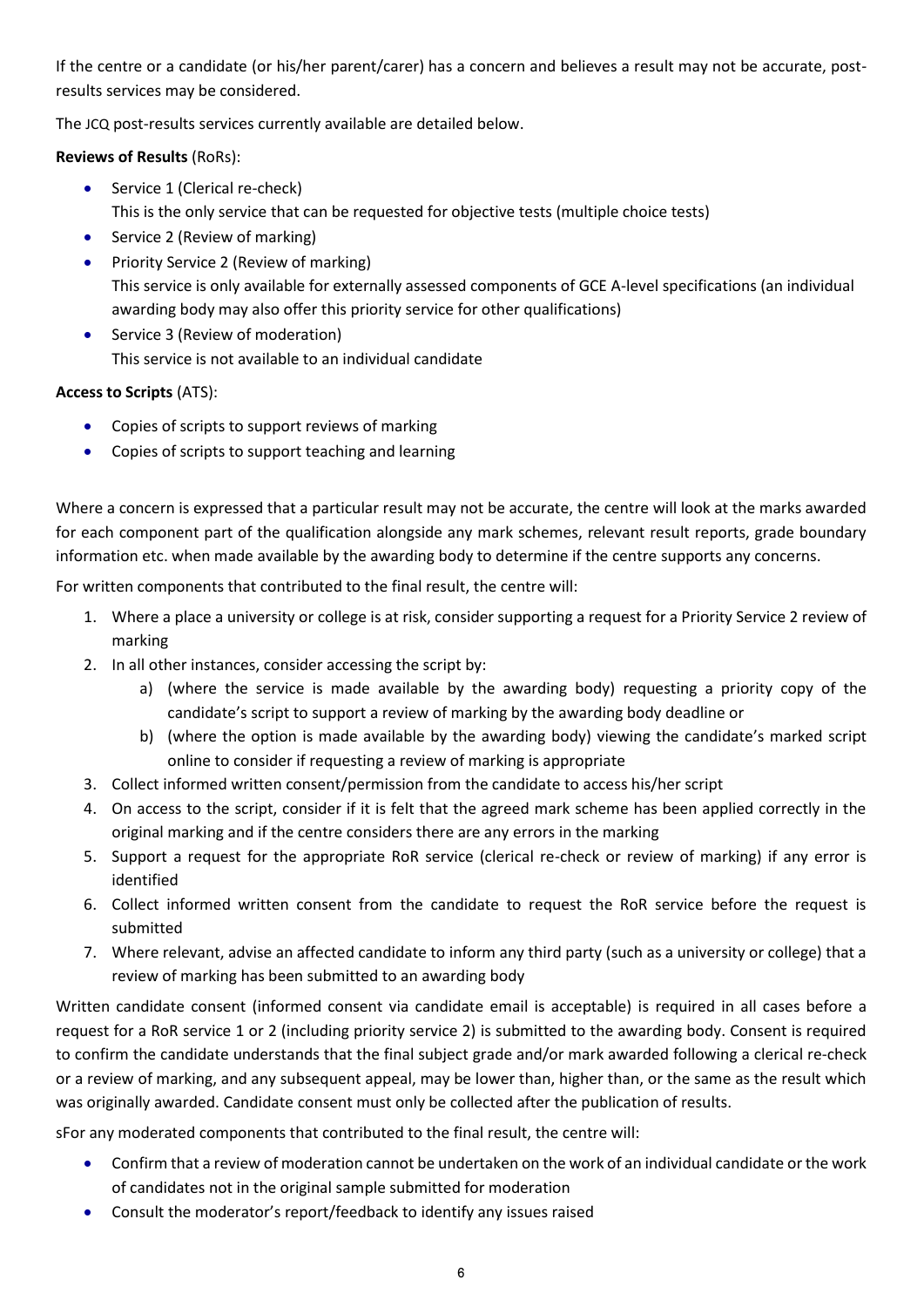If the centre or a candidate (or his/her parent/carer) has a concern and believes a result may not be accurate, post-results services may be considered.

The JCQ post-results services currently available are detailed below.

**Reviews of Results** (RoRs):

- Service 1 (Clerical re-check)
  This is the only service that can be requested for objective tests (multiple choice tests)
- Service 2 (Review of marking)
- Priority Service 2 (Review of marking)
  This service is only available for externally assessed components of GCE A-level specifications (an individual awarding body may also offer this priority service for other qualifications)
- Service 3 (Review of moderation)
  This service is not available to an individual candidate

**Access to Scripts** (ATS):

- Copies of scripts to support reviews of marking
- Copies of scripts to support teaching and learning

Where a concern is expressed that a particular result may not be accurate, the centre will look at the marks awarded for each component part of the qualification alongside any mark schemes, relevant result reports, grade boundary information etc. when made available by the awarding body to determine if the centre supports any concerns.

For written components that contributed to the final result, the centre will:

1. Where a place a university or college is at risk, consider supporting a request for a Priority Service 2 review of marking
2. In all other instances, consider accessing the script by:
   a) (where the service is made available by the awarding body) requesting a priority copy of the candidate's script to support a review of marking by the awarding body deadline or
   b) (where the option is made available by the awarding body) viewing the candidate's marked script online to consider if requesting a review of marking is appropriate
3. Collect informed written consent/permission from the candidate to access his/her script
4. On access to the script, consider if it is felt that the agreed mark scheme has been applied correctly in the original marking and if the centre considers there are any errors in the marking
5. Support a request for the appropriate RoR service (clerical re-check or review of marking) if any error is identified
6. Collect informed written consent from the candidate to request the RoR service before the request is submitted
7. Where relevant, advise an affected candidate to inform any third party (such as a university or college) that a review of marking has been submitted to an awarding body

Written candidate consent (informed consent via candidate email is acceptable) is required in all cases before a request for a RoR service 1 or 2 (including priority service 2) is submitted to the awarding body. Consent is required to confirm the candidate understands that the final subject grade and/or mark awarded following a clerical re-check or a review of marking, and any subsequent appeal, may be lower than, higher than, or the same as the result which was originally awarded. Candidate consent must only be collected after the publication of results.

sFor any moderated components that contributed to the final result, the centre will:

- Confirm that a review of moderation cannot be undertaken on the work of an individual candidate or the work of candidates not in the original sample submitted for moderation
- Consult the moderator's report/feedback to identify any issues raised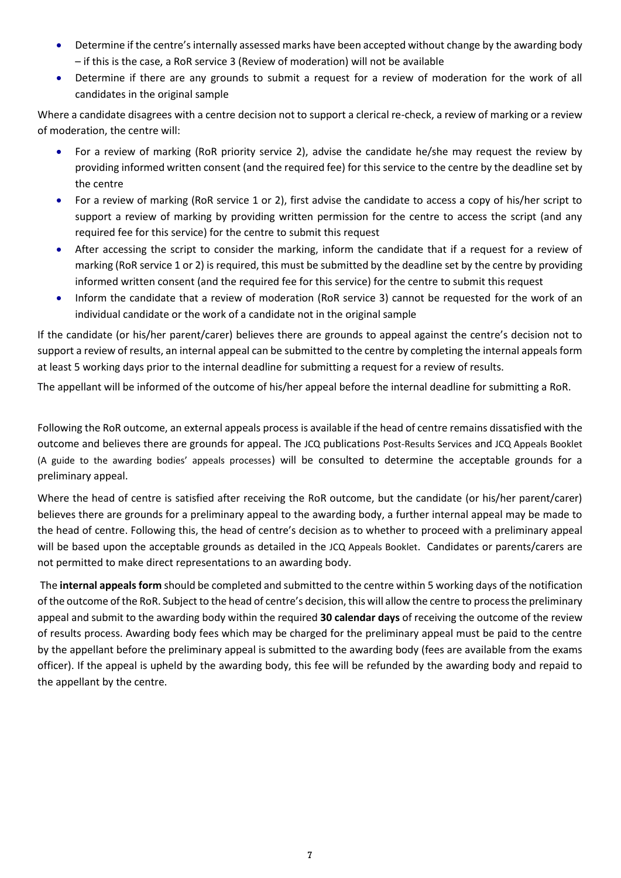- Determine if the centre's internally assessed marks have been accepted without change by the awarding body – if this is the case, a RoR service 3 (Review of moderation) will not be available
- Determine if there are any grounds to submit a request for a review of moderation for the work of all candidates in the original sample

Where a candidate disagrees with a centre decision not to support a clerical re-check, a review of marking or a review of moderation, the centre will:

- For a review of marking (RoR priority service 2), advise the candidate he/she may request the review by providing informed written consent (and the required fee) for this service to the centre by the deadline set by the centre
- For a review of marking (RoR service 1 or 2), first advise the candidate to access a copy of his/her script to support a review of marking by providing written permission for the centre to access the script (and any required fee for this service) for the centre to submit this request
- After accessing the script to consider the marking, inform the candidate that if a request for a review of marking (RoR service 1 or 2) is required, this must be submitted by the deadline set by the centre by providing informed written consent (and the required fee for this service) for the centre to submit this request
- Inform the candidate that a review of moderation (RoR service 3) cannot be requested for the work of an individual candidate or the work of a candidate not in the original sample

If the candidate (or his/her parent/carer) believes there are grounds to appeal against the centre's decision not to support a review of results, an internal appeal can be submitted to the centre by completing the internal appeals form at least 5 working days prior to the internal deadline for submitting a request for a review of results.

The appellant will be informed of the outcome of his/her appeal before the internal deadline for submitting a RoR.

Following the RoR outcome, an external appeals process is available if the head of centre remains dissatisfied with the outcome and believes there are grounds for appeal. The JCQ publications Post-Results Services and JCQ Appeals Booklet (A guide to the awarding bodies' appeals processes) will be consulted to determine the acceptable grounds for a preliminary appeal.

Where the head of centre is satisfied after receiving the RoR outcome, but the candidate (or his/her parent/carer) believes there are grounds for a preliminary appeal to the awarding body, a further internal appeal may be made to the head of centre. Following this, the head of centre's decision as to whether to proceed with a preliminary appeal will be based upon the acceptable grounds as detailed in the JCQ Appeals Booklet. Candidates or parents/carers are not permitted to make direct representations to an awarding body.

The **internal appeals form** should be completed and submitted to the centre within 5 working days of the notification of the outcome of the RoR. Subject to the head of centre's decision, this will allow the centre to process the preliminary appeal and submit to the awarding body within the required **30 calendar days** of receiving the outcome of the review of results process. Awarding body fees which may be charged for the preliminary appeal must be paid to the centre by the appellant before the preliminary appeal is submitted to the awarding body (fees are available from the exams officer). If the appeal is upheld by the awarding body, this fee will be refunded by the awarding body and repaid to the appellant by the centre.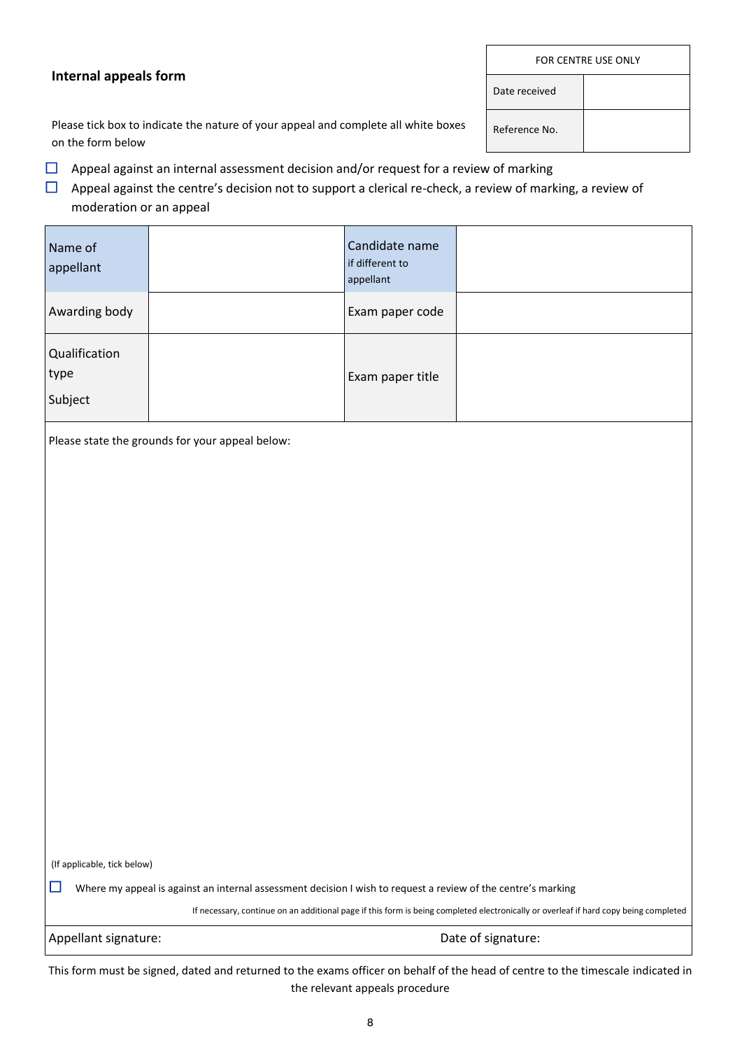## Internal appeals form

| FOR CENTRE USE ONLY | |
|---|---|
| Date received | |
| Reference No. | |

Please tick box to indicate the nature of your appeal and complete all white boxes on the form below

☐ Appeal against an internal assessment decision and/or request for a review of marking

☐ Appeal against the centre's decision not to support a clerical re-check, a review of marking, a review of moderation or an appeal

| | | | |
|---|---|---|---|
| Name of appellant | | Candidate name if different to appellant | |
| Awarding body | | Exam paper code | |
| Qualification type<br>Subject | | Exam paper title | |

Please state the grounds for your appeal below:

(If applicable, tick below)

☐ Where my appeal is against an internal assessment decision I wish to request a review of the centre's marking

If necessary, continue on an additional page if this form is being completed electronically or overleaf if hard copy being completed

Appellant signature: Date of signature:

This form must be signed, dated and returned to the exams officer on behalf of the head of centre to the timescale indicated in the relevant appeals procedure